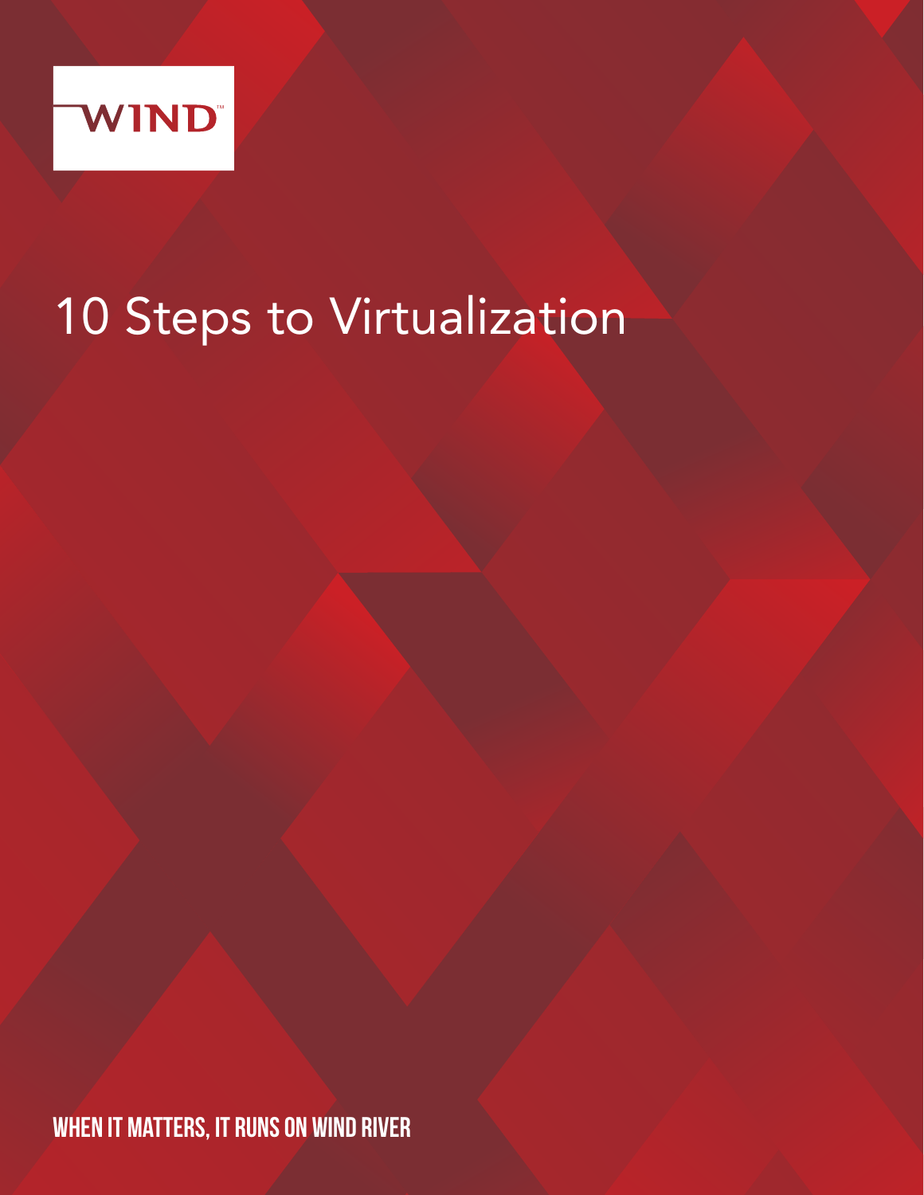WIND™

# 10 Steps to Virtualization

**WHEN IT MATTERS, IT RUNS ON WIND RIVER**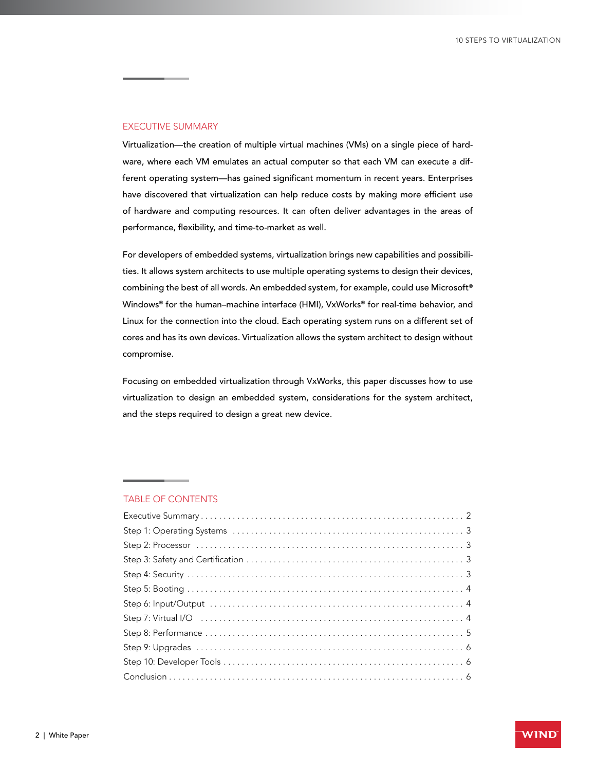## EXECUTIVE SUMMARY

Virtualization—the creation of multiple virtual machines (VMs) on a single piece of hardware, where each VM emulates an actual computer so that each VM can execute a different operating system—has gained significant momentum in recent years. Enterprises have discovered that virtualization can help reduce costs by making more efficient use of hardware and computing resources. It can often deliver advantages in the areas of performance, flexibility, and time-to-market as well.

For developers of embedded systems, virtualization brings new capabilities and possibilities. It allows system architects to use multiple operating systems to design their devices, combining the best of all words. An embedded system, for example, could use Microsoft® Windows® for the human–machine interface (HMI), VxWorks® for real-time behavior, and Linux for the connection into the cloud. Each operating system runs on a different set of cores and has its own devices. Virtualization allows the system architect to design without compromise.

Focusing on embedded virtualization through VxWorks, this paper discusses how to use virtualization to design an embedded system, considerations for the system architect, and the steps required to design a great new device.

## TABLE OF CONTENTS

| | |
|---|---|
| Executive Summary | 2 |
| Step 1: Operating Systems | 3 |
| Step 2: Processor | 3 |
| Step 3: Safety and Certification | 3 |
| Step 4: Security | 3 |
| Step 5: Booting | 4 |
| Step 6: Input/Output | 4 |
| Step 7: Virtual I/O | 4 |
| Step 8: Performance | 5 |
| Step 9: Upgrades | 6 |
| Step 10: Developer Tools | 6 |
| Conclusion | 6 |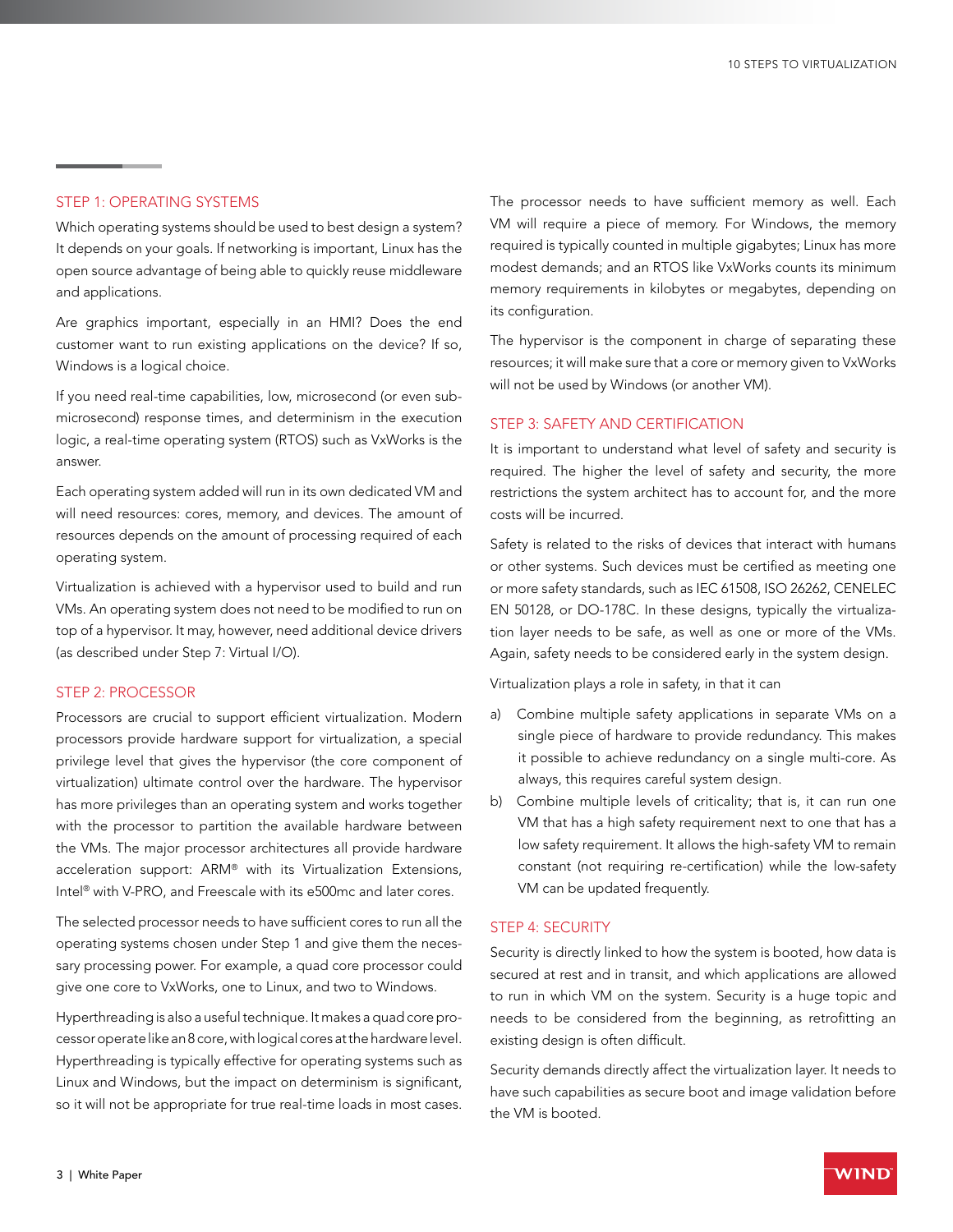## STEP 1: OPERATING SYSTEMS

Which operating systems should be used to best design a system? It depends on your goals. If networking is important, Linux has the open source advantage of being able to quickly reuse middleware and applications.

Are graphics important, especially in an HMI? Does the end customer want to run existing applications on the device? If so, Windows is a logical choice.

If you need real-time capabilities, low, microsecond (or even sub-microsecond) response times, and determinism in the execution logic, a real-time operating system (RTOS) such as VxWorks is the answer.

Each operating system added will run in its own dedicated VM and will need resources: cores, memory, and devices. The amount of resources depends on the amount of processing required of each operating system.

Virtualization is achieved with a hypervisor used to build and run VMs. An operating system does not need to be modified to run on top of a hypervisor. It may, however, need additional device drivers (as described under Step 7: Virtual I/O).

## STEP 2: PROCESSOR

Processors are crucial to support efficient virtualization. Modern processors provide hardware support for virtualization, a special privilege level that gives the hypervisor (the core component of virtualization) ultimate control over the hardware. The hypervisor has more privileges than an operating system and works together with the processor to partition the available hardware between the VMs. The major processor architectures all provide hardware acceleration support: ARM® with its Virtualization Extensions, Intel® with V-PRO, and Freescale with its e500mc and later cores.

The selected processor needs to have sufficient cores to run all the operating systems chosen under Step 1 and give them the necessary processing power. For example, a quad core processor could give one core to VxWorks, one to Linux, and two to Windows.

Hyperthreading is also a useful technique. It makes a quad core processor operate like an 8 core, with logical cores at the hardware level. Hyperthreading is typically effective for operating systems such as Linux and Windows, but the impact on determinism is significant, so it will not be appropriate for true real-time loads in most cases.

The processor needs to have sufficient memory as well. Each VM will require a piece of memory. For Windows, the memory required is typically counted in multiple gigabytes; Linux has more modest demands; and an RTOS like VxWorks counts its minimum memory requirements in kilobytes or megabytes, depending on its configuration.

The hypervisor is the component in charge of separating these resources; it will make sure that a core or memory given to VxWorks will not be used by Windows (or another VM).

## STEP 3: SAFETY AND CERTIFICATION

It is important to understand what level of safety and security is required. The higher the level of safety and security, the more restrictions the system architect has to account for, and the more costs will be incurred.

Safety is related to the risks of devices that interact with humans or other systems. Such devices must be certified as meeting one or more safety standards, such as IEC 61508, ISO 26262, CENELEC EN 50128, or DO-178C. In these designs, typically the virtualization layer needs to be safe, as well as one or more of the VMs. Again, safety needs to be considered early in the system design.

Virtualization plays a role in safety, in that it can

a) Combine multiple safety applications in separate VMs on a single piece of hardware to provide redundancy. This makes it possible to achieve redundancy on a single multi-core. As always, this requires careful system design.
b) Combine multiple levels of criticality; that is, it can run one VM that has a high safety requirement next to one that has a low safety requirement. It allows the high-safety VM to remain constant (not requiring re-certification) while the low-safety VM can be updated frequently.

## STEP 4: SECURITY

Security is directly linked to how the system is booted, how data is secured at rest and in transit, and which applications are allowed to run in which VM on the system. Security is a huge topic and needs to be considered from the beginning, as retrofitting an existing design is often difficult.

Security demands directly affect the virtualization layer. It needs to have such capabilities as secure boot and image validation before the VM is booted.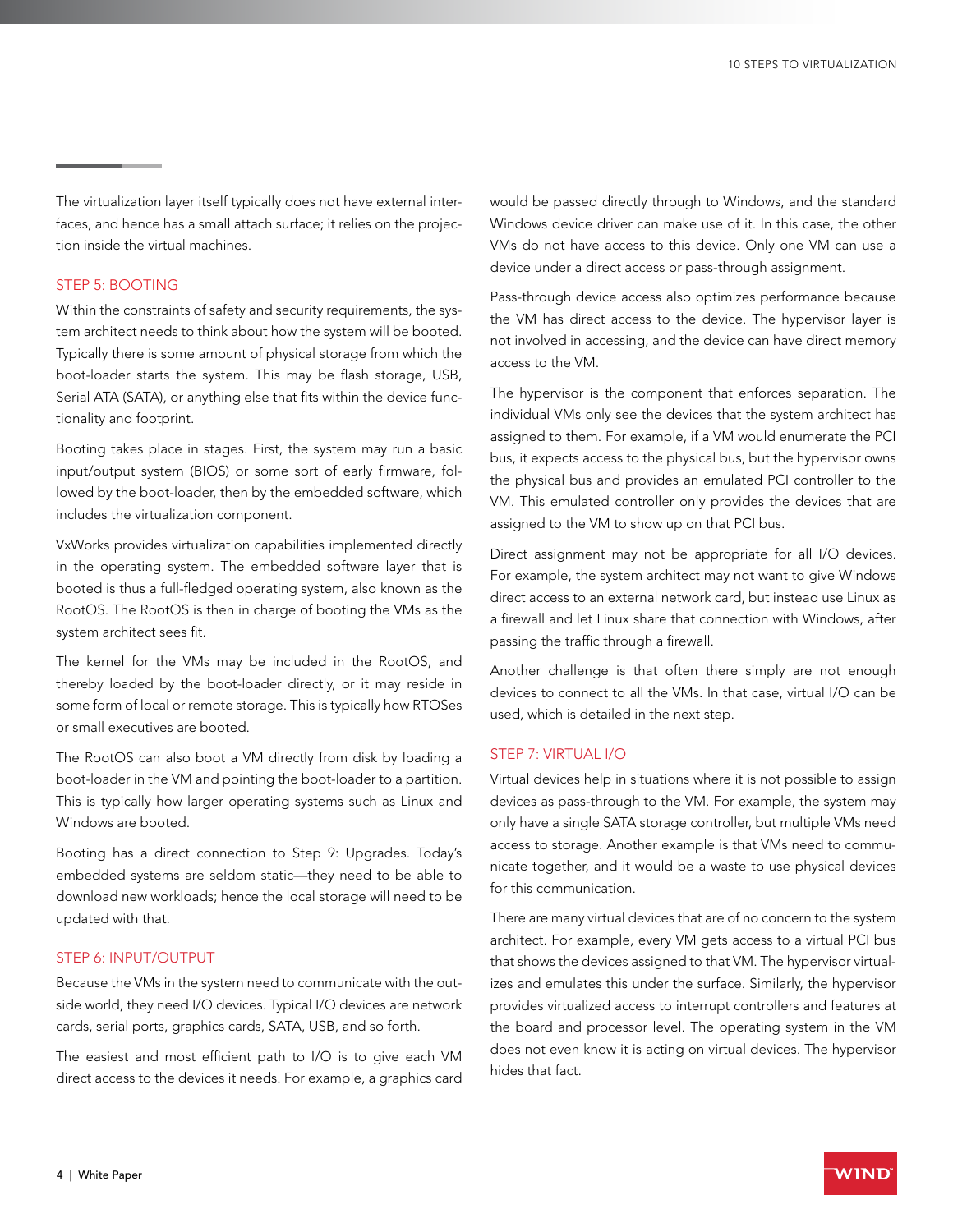The virtualization layer itself typically does not have external interfaces, and hence has a small attach surface; it relies on the projection inside the virtual machines.

## STEP 5: BOOTING

Within the constraints of safety and security requirements, the system architect needs to think about how the system will be booted. Typically there is some amount of physical storage from which the boot-loader starts the system. This may be flash storage, USB, Serial ATA (SATA), or anything else that fits within the device functionality and footprint.

Booting takes place in stages. First, the system may run a basic input/output system (BIOS) or some sort of early firmware, followed by the boot-loader, then by the embedded software, which includes the virtualization component.

VxWorks provides virtualization capabilities implemented directly in the operating system. The embedded software layer that is booted is thus a full-fledged operating system, also known as the RootOS. The RootOS is then in charge of booting the VMs as the system architect sees fit.

The kernel for the VMs may be included in the RootOS, and thereby loaded by the boot-loader directly, or it may reside in some form of local or remote storage. This is typically how RTOSes or small executives are booted.

The RootOS can also boot a VM directly from disk by loading a boot-loader in the VM and pointing the boot-loader to a partition. This is typically how larger operating systems such as Linux and Windows are booted.

Booting has a direct connection to Step 9: Upgrades. Today's embedded systems are seldom static—they need to be able to download new workloads; hence the local storage will need to be updated with that.

## STEP 6: INPUT/OUTPUT

Because the VMs in the system need to communicate with the outside world, they need I/O devices. Typical I/O devices are network cards, serial ports, graphics cards, SATA, USB, and so forth.

The easiest and most efficient path to I/O is to give each VM direct access to the devices it needs. For example, a graphics card would be passed directly through to Windows, and the standard Windows device driver can make use of it. In this case, the other VMs do not have access to this device. Only one VM can use a device under a direct access or pass-through assignment.

Pass-through device access also optimizes performance because the VM has direct access to the device. The hypervisor layer is not involved in accessing, and the device can have direct memory access to the VM.

The hypervisor is the component that enforces separation. The individual VMs only see the devices that the system architect has assigned to them. For example, if a VM would enumerate the PCI bus, it expects access to the physical bus, but the hypervisor owns the physical bus and provides an emulated PCI controller to the VM. This emulated controller only provides the devices that are assigned to the VM to show up on that PCI bus.

Direct assignment may not be appropriate for all I/O devices. For example, the system architect may not want to give Windows direct access to an external network card, but instead use Linux as a firewall and let Linux share that connection with Windows, after passing the traffic through a firewall.

Another challenge is that often there simply are not enough devices to connect to all the VMs. In that case, virtual I/O can be used, which is detailed in the next step.

## STEP 7: VIRTUAL I/O

Virtual devices help in situations where it is not possible to assign devices as pass-through to the VM. For example, the system may only have a single SATA storage controller, but multiple VMs need access to storage. Another example is that VMs need to communicate together, and it would be a waste to use physical devices for this communication.

There are many virtual devices that are of no concern to the system architect. For example, every VM gets access to a virtual PCI bus that shows the devices assigned to that VM. The hypervisor virtualizes and emulates this under the surface. Similarly, the hypervisor provides virtualized access to interrupt controllers and features at the board and processor level. The operating system in the VM does not even know it is acting on virtual devices. The hypervisor hides that fact.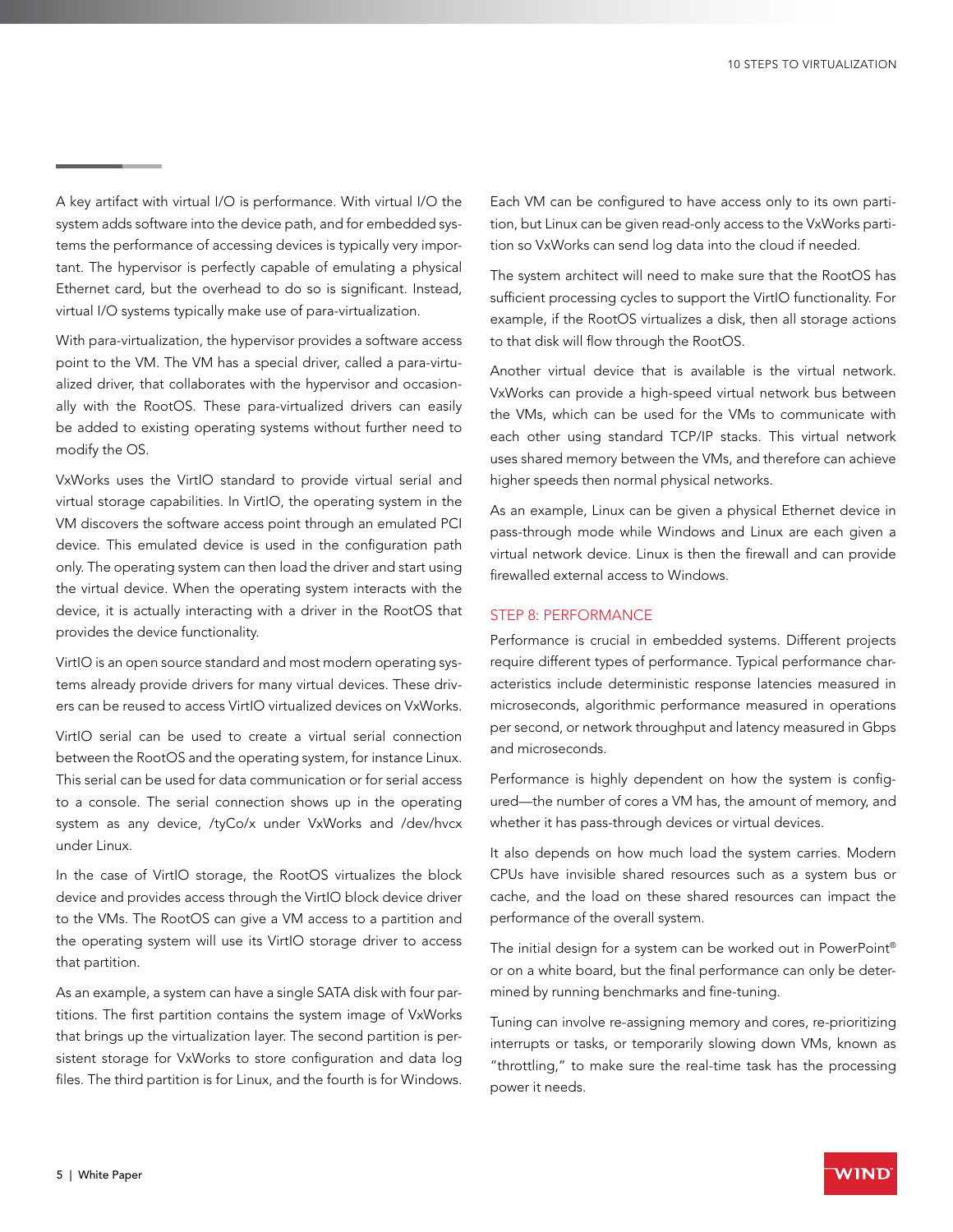A key artifact with virtual I/O is performance. With virtual I/O the system adds software into the device path, and for embedded systems the performance of accessing devices is typically very important. The hypervisor is perfectly capable of emulating a physical Ethernet card, but the overhead to do so is significant. Instead, virtual I/O systems typically make use of para-virtualization.

With para-virtualization, the hypervisor provides a software access point to the VM. The VM has a special driver, called a para-virtualized driver, that collaborates with the hypervisor and occasionally with the RootOS. These para-virtualized drivers can easily be added to existing operating systems without further need to modify the OS.

VxWorks uses the VirtIO standard to provide virtual serial and virtual storage capabilities. In VirtIO, the operating system in the VM discovers the software access point through an emulated PCI device. This emulated device is used in the configuration path only. The operating system can then load the driver and start using the virtual device. When the operating system interacts with the device, it is actually interacting with a driver in the RootOS that provides the device functionality.

VirtIO is an open source standard and most modern operating systems already provide drivers for many virtual devices. These drivers can be reused to access VirtIO virtualized devices on VxWorks.

VirtIO serial can be used to create a virtual serial connection between the RootOS and the operating system, for instance Linux. This serial can be used for data communication or for serial access to a console. The serial connection shows up in the operating system as any device, /tyCo/x under VxWorks and /dev/hvcx under Linux.

In the case of VirtIO storage, the RootOS virtualizes the block device and provides access through the VirtIO block device driver to the VMs. The RootOS can give a VM access to a partition and the operating system will use its VirtIO storage driver to access that partition.

As an example, a system can have a single SATA disk with four partitions. The first partition contains the system image of VxWorks that brings up the virtualization layer. The second partition is persistent storage for VxWorks to store configuration and data log files. The third partition is for Linux, and the fourth is for Windows. Each VM can be configured to have access only to its own partition, but Linux can be given read-only access to the VxWorks partition so VxWorks can send log data into the cloud if needed.

The system architect will need to make sure that the RootOS has sufficient processing cycles to support the VirtIO functionality. For example, if the RootOS virtualizes a disk, then all storage actions to that disk will flow through the RootOS.

Another virtual device that is available is the virtual network. VxWorks can provide a high-speed virtual network bus between the VMs, which can be used for the VMs to communicate with each other using standard TCP/IP stacks. This virtual network uses shared memory between the VMs, and therefore can achieve higher speeds then normal physical networks.

As an example, Linux can be given a physical Ethernet device in pass-through mode while Windows and Linux are each given a virtual network device. Linux is then the firewall and can provide firewalled external access to Windows.

## STEP 8: PERFORMANCE

Performance is crucial in embedded systems. Different projects require different types of performance. Typical performance characteristics include deterministic response latencies measured in microseconds, algorithmic performance measured in operations per second, or network throughput and latency measured in Gbps and microseconds.

Performance is highly dependent on how the system is configured—the number of cores a VM has, the amount of memory, and whether it has pass-through devices or virtual devices.

It also depends on how much load the system carries. Modern CPUs have invisible shared resources such as a system bus or cache, and the load on these shared resources can impact the performance of the overall system.

The initial design for a system can be worked out in PowerPoint® or on a white board, but the final performance can only be determined by running benchmarks and fine-tuning.

Tuning can involve re-assigning memory and cores, re-prioritizing interrupts or tasks, or temporarily slowing down VMs, known as "throttling," to make sure the real-time task has the processing power it needs.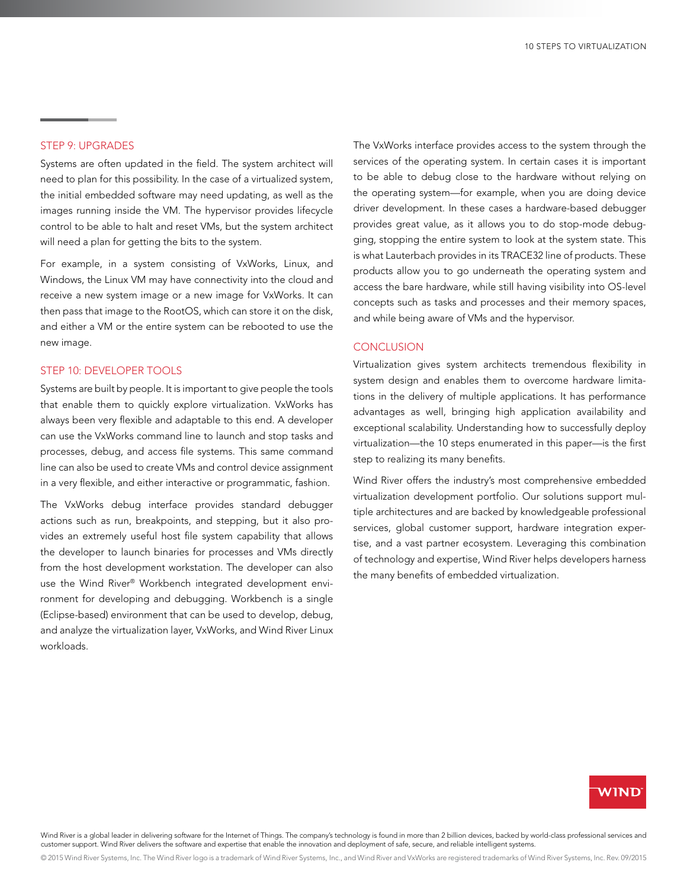## STEP 9: UPGRADES

Systems are often updated in the field. The system architect will need to plan for this possibility. In the case of a virtualized system, the initial embedded software may need updating, as well as the images running inside the VM. The hypervisor provides lifecycle control to be able to halt and reset VMs, but the system architect will need a plan for getting the bits to the system.

For example, in a system consisting of VxWorks, Linux, and Windows, the Linux VM may have connectivity into the cloud and receive a new system image or a new image for VxWorks. It can then pass that image to the RootOS, which can store it on the disk, and either a VM or the entire system can be rebooted to use the new image.

## STEP 10: DEVELOPER TOOLS

Systems are built by people. It is important to give people the tools that enable them to quickly explore virtualization. VxWorks has always been very flexible and adaptable to this end. A developer can use the VxWorks command line to launch and stop tasks and processes, debug, and access file systems. This same command line can also be used to create VMs and control device assignment in a very flexible, and either interactive or programmatic, fashion.

The VxWorks debug interface provides standard debugger actions such as run, breakpoints, and stepping, but it also provides an extremely useful host file system capability that allows the developer to launch binaries for processes and VMs directly from the host development workstation. The developer can also use the Wind River® Workbench integrated development environment for developing and debugging. Workbench is a single (Eclipse-based) environment that can be used to develop, debug, and analyze the virtualization layer, VxWorks, and Wind River Linux workloads.

The VxWorks interface provides access to the system through the services of the operating system. In certain cases it is important to be able to debug close to the hardware without relying on the operating system—for example, when you are doing device driver development. In these cases a hardware-based debugger provides great value, as it allows you to do stop-mode debugging, stopping the entire system to look at the system state. This is what Lauterbach provides in its TRACE32 line of products. These products allow you to go underneath the operating system and access the bare hardware, while still having visibility into OS-level concepts such as tasks and processes and their memory spaces, and while being aware of VMs and the hypervisor.

## CONCLUSION

Virtualization gives system architects tremendous flexibility in system design and enables them to overcome hardware limitations in the delivery of multiple applications. It has performance advantages as well, bringing high application availability and exceptional scalability. Understanding how to successfully deploy virtualization—the 10 steps enumerated in this paper—is the first step to realizing its many benefits.

Wind River offers the industry's most comprehensive embedded virtualization development portfolio. Our solutions support multiple architectures and are backed by knowledgeable professional services, global customer support, hardware integration expertise, and a vast partner ecosystem. Leveraging this combination of technology and expertise, Wind River helps developers harness the many benefits of embedded virtualization.

WIND

Wind River is a global leader in delivering software for the Internet of Things. The company's technology is found in more than 2 billion devices, backed by world-class professional services and customer support. Wind River delivers the software and expertise that enable the innovation and deployment of safe, secure, and reliable intelligent systems.

© 2015 Wind River Systems, Inc. The Wind River logo is a trademark of Wind River Systems, Inc., and Wind River and VxWorks are registered trademarks of Wind River Systems, Inc. Rev. 09/2015